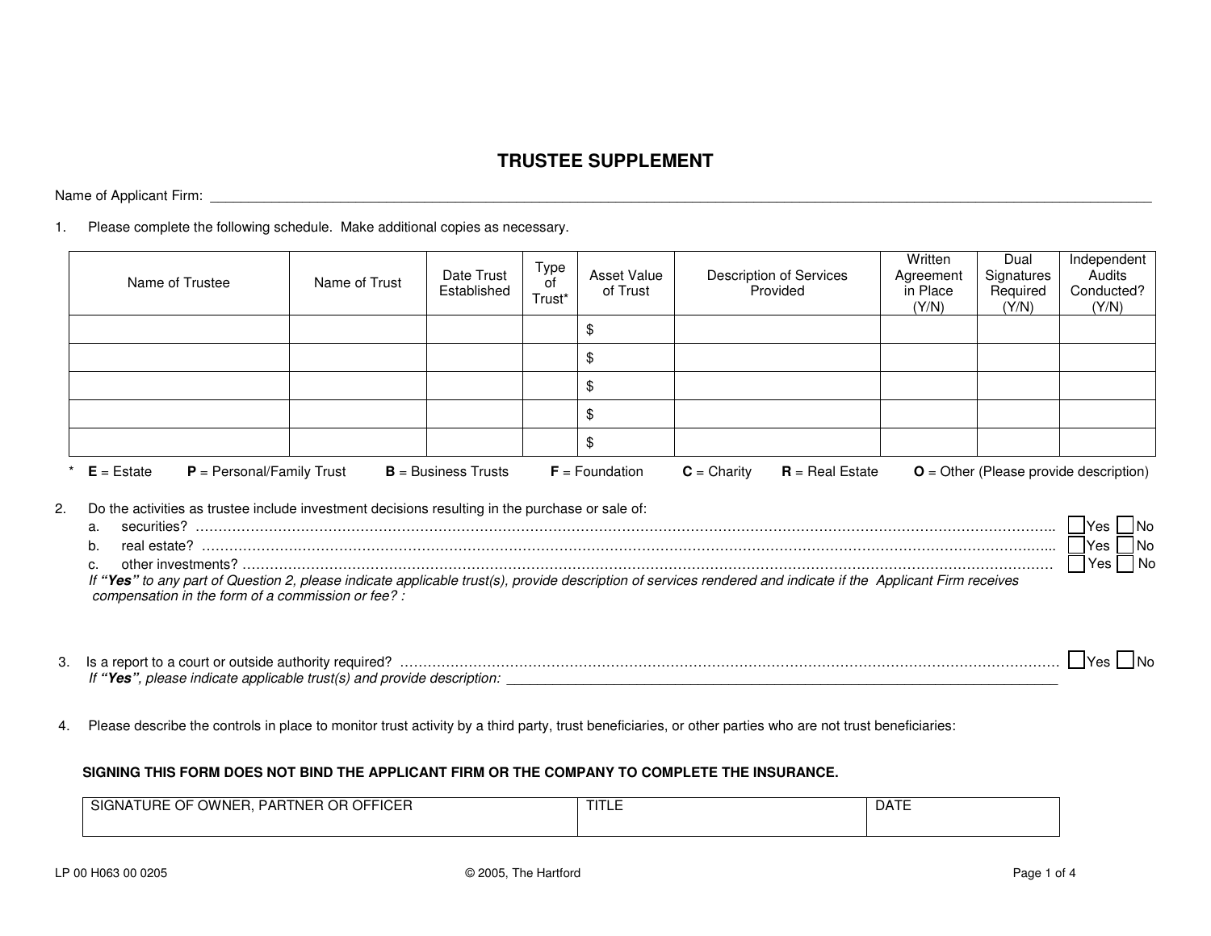# TRUSTEE SUPPLEMENT

Name of Applicant Firm: ______________________________________________

1. Please complete the following schedule. Make additional copies as necessary.

| Name of Trustee | Name of Trust | Date Trust Established | Type of Trust* | Asset Value of Trust | Description of Services Provided | Written Agreement in Place (Y/N) | Dual Signatures Required (Y/N) | Independent Audits Conducted? (Y/N) |
|---|---|---|---|---|---|---|---|---|
| | | | | $ | | | | |
| | | | | $ | | | | |
| | | | | $ | | | | |
| | | | | $ | | | | |
| | | | | $ | | | | |

\* **E** = Estate **P** = Personal/Family Trust **B** = Business Trusts **F** = Foundation **C** = Charity **R** = Real Estate **O** = Other (Please provide description)

2. Do the activities as trustee include investment decisions resulting in the purchase or sale of:
   a. securities? ………………………………………………………… ☐ Yes ☐ No
   b. real estate? ………………………………………………………… ☐ Yes ☐ No
   c. other investments? …………………………………………………… ☐ Yes ☐ No

   *If "**Yes**" to any part of Question 2, please indicate applicable trust(s), provide description of services rendered and indicate if the Applicant Firm receives compensation in the form of a commission or fee? :*

3. Is a report to a court or outside authority required? ……………………………… ☐ Yes ☐ No
   *If "**Yes**", please indicate applicable trust(s) and provide description:* ______________________________

4. Please describe the controls in place to monitor trust activity by a third party, trust beneficiaries, or other parties who are not trust beneficiaries:

**SIGNING THIS FORM DOES NOT BIND THE APPLICANT FIRM OR THE COMPANY TO COMPLETE THE INSURANCE.**

| SIGNATURE OF OWNER, PARTNER OR OFFICER | TITLE | DATE |
|---|---|---|
| | | |

LP 00 H063 00 0205 © 2005, The Hartford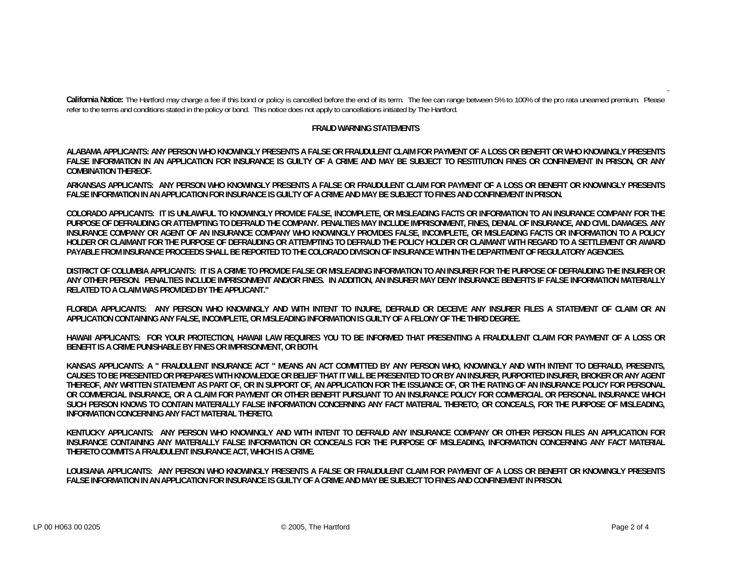**California Notice:** The Hartford may charge a fee if this bond or policy is cancelled before the end of its term. The fee can range between 5% to 100% of the pro rata unearned premium. Please refer to the terms and conditions stated in the policy or bond. This notice does not apply to cancellations initiated by The Hartford.

## FRAUD WARNING STATEMENTS

**ALABAMA APPLICANTS: ANY PERSON WHO KNOWINGLY PRESENTS A FALSE OR FRAUDULENT CLAIM FOR PAYMENT OF A LOSS OR BENEFIT OR WHO KNOWINGLY PRESENTS FALSE INFORMATION IN AN APPLICATION FOR INSURANCE IS GUILTY OF A CRIME AND MAY BE SUBJECT TO RESTITUTION FINES OR CONFINEMENT IN PRISON, OR ANY COMBINATION THEREOF.**

**ARKANSAS APPLICANTS: ANY PERSON WHO KNOWINGLY PRESENTS A FALSE OR FRAUDULENT CLAIM FOR PAYMENT OF A LOSS OR BENEFIT OR KNOWINGLY PRESENTS FALSE INFORMATION IN AN APPLICATION FOR INSURANCE IS GUILTY OF A CRIME AND MAY BE SUBJECT TO FINES AND CONFINEMENT IN PRISON.**

**COLORADO APPLICANTS: IT IS UNLAWFUL TO KNOWINGLY PROVIDE FALSE, INCOMPLETE, OR MISLEADING FACTS OR INFORMATION TO AN INSURANCE COMPANY FOR THE PURPOSE OF DEFRAUDING OR ATTEMPTING TO DEFRAUD THE COMPANY. PENALTIES MAY INCLUDE IMPRISONMENT, FINES, DENIAL OF INSURANCE, AND CIVIL DAMAGES. ANY INSURANCE COMPANY OR AGENT OF AN INSURANCE COMPANY WHO KNOWINGLY PROVIDES FALSE, INCOMPLETE, OR MISLEADING FACTS OR INFORMATION TO A POLICY HOLDER OR CLAIMANT FOR THE PURPOSE OF DEFRAUDING OR ATTEMPTING TO DEFRAUD THE POLICY HOLDER OR CLAIMANT WITH REGARD TO A SETTLEMENT OR AWARD PAYABLE FROM INSURANCE PROCEEDS SHALL BE REPORTED TO THE COLORADO DIVISION OF INSURANCE WITHIN THE DEPARTMENT OF REGULATORY AGENCIES.**

**DISTRICT OF COLUMBIA APPLICANTS: IT IS A CRIME TO PROVIDE FALSE OR MISLEADING INFORMATION TO AN INSURER FOR THE PURPOSE OF DEFRAUDING THE INSURER OR ANY OTHER PERSON. PENALTIES INCLUDE IMPRISONMENT AND/OR FINES. IN ADDITION, AN INSURER MAY DENY INSURANCE BENEFITS IF FALSE INFORMATION MATERIALLY RELATED TO A CLAIM WAS PROVIDED BY THE APPLICANT."**

**FLORIDA APPLICANTS: ANY PERSON WHO KNOWINGLY AND WITH INTENT TO INJURE, DEFRAUD OR DECEIVE ANY INSURER FILES A STATEMENT OF CLAIM OR AN APPLICATION CONTAINING ANY FALSE, INCOMPLETE, OR MISLEADING INFORMATION IS GUILTY OF A FELONY OF THE THIRD DEGREE.**

**HAWAII APPLICANTS: FOR YOUR PROTECTION, HAWAII LAW REQUIRES YOU TO BE INFORMED THAT PRESENTING A FRAUDULENT CLAIM FOR PAYMENT OF A LOSS OR BENEFIT IS A CRIME PUNISHABLE BY FINES OR IMPRISONMENT, OR BOTH.**

**KANSAS APPLICANTS: A " FRAUDULENT INSURANCE ACT " MEANS AN ACT COMMITTED BY ANY PERSON WHO, KNOWINGLY AND WITH INTENT TO DEFRAUD, PRESENTS, CAUSES TO BE PRESENTED OR PREPARES WITH KNOWLEDGE OR BELIEF THAT IT WILL BE PRESENTED TO OR BY AN INSURER, PURPORTED INSURER, BROKER OR ANY AGENT THEREOF, ANY WRITTEN STATEMENT AS PART OF, OR IN SUPPORT OF, AN APPLICATION FOR THE ISSUANCE OF, OR THE RATING OF AN INSURANCE POLICY FOR PERSONAL OR COMMERCIAL INSURANCE, OR A CLAIM FOR PAYMENT OR OTHER BENEFIT PURSUANT TO AN INSURANCE POLICY FOR COMMERCIAL OR PERSONAL INSURANCE WHICH SUCH PERSON KNOWS TO CONTAIN MATERIALLY FALSE INFORMATION CONCERNING ANY FACT MATERIAL THERETO; OR CONCEALS, FOR THE PURPOSE OF MISLEADING, INFORMATION CONCERNING ANY FACT MATERIAL THERETO.**

**KENTUCKY APPLICANTS: ANY PERSON WHO KNOWINGLY AND WITH INTENT TO DEFRAUD ANY INSURANCE COMPANY OR OTHER PERSON FILES AN APPLICATION FOR INSURANCE CONTAINING ANY MATERIALLY FALSE INFORMATION OR CONCEALS FOR THE PURPOSE OF MISLEADING, INFORMATION CONCERNING ANY FACT MATERIAL THERETO COMMITS A FRAUDULENT INSURANCE ACT, WHICH IS A CRIME.**

**LOUISIANA APPLICANTS: ANY PERSON WHO KNOWINGLY PRESENTS A FALSE OR FRAUDULENT CLAIM FOR PAYMENT OF A LOSS OR BENEFIT OR KNOWINGLY PRESENTS FALSE INFORMATION IN AN APPLICATION FOR INSURANCE IS GUILTY OF A CRIME AND MAY BE SUBJECT TO FINES AND CONFINEMENT IN PRISON.**

LP 00 H063 00 0205 © 2005, The Hartford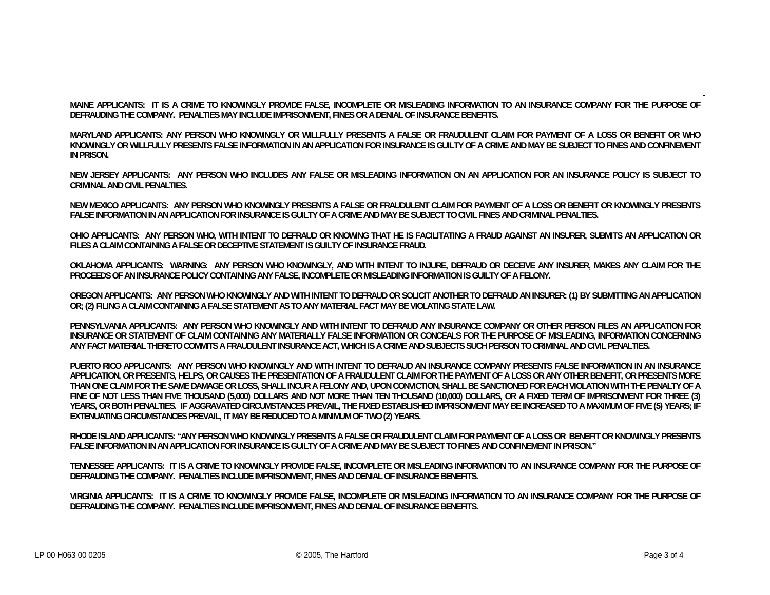**MAINE APPLICANTS: IT IS A CRIME TO KNOWINGLY PROVIDE FALSE, INCOMPLETE OR MISLEADING INFORMATION TO AN INSURANCE COMPANY FOR THE PURPOSE OF DEFRAUDING THE COMPANY. PENALTIES MAY INCLUDE IMPRISONMENT, FINES OR A DENIAL OF INSURANCE BENEFITS.**

**MARYLAND APPLICANTS: ANY PERSON WHO KNOWINGLY OR WILLFULLY PRESENTS A FALSE OR FRAUDULENT CLAIM FOR PAYMENT OF A LOSS OR BENEFIT OR WHO KNOWINGLY OR WILLFULLY PRESENTS FALSE INFORMATION IN AN APPLICATION FOR INSURANCE IS GUILTY OF A CRIME AND MAY BE SUBJECT TO FINES AND CONFINEMENT IN PRISON.**

**NEW JERSEY APPLICANTS: ANY PERSON WHO INCLUDES ANY FALSE OR MISLEADING INFORMATION ON AN APPLICATION FOR AN INSURANCE POLICY IS SUBJECT TO CRIMINAL AND CIVIL PENALTIES.**

**NEW MEXICO APPLICANTS: ANY PERSON WHO KNOWINGLY PRESENTS A FALSE OR FRAUDULENT CLAIM FOR PAYMENT OF A LOSS OR BENEFIT OR KNOWINGLY PRESENTS FALSE INFORMATION IN AN APPLICATION FOR INSURANCE IS GUILTY OF A CRIME AND MAY BE SUBJECT TO CIVIL FINES AND CRIMINAL PENALTIES.**

**OHIO APPLICANTS: ANY PERSON WHO, WITH INTENT TO DEFRAUD OR KNOWING THAT HE IS FACILITATING A FRAUD AGAINST AN INSURER, SUBMITS AN APPLICATION OR FILES A CLAIM CONTAINING A FALSE OR DECEPTIVE STATEMENT IS GUILTY OF INSURANCE FRAUD.**

**OKLAHOMA APPLICANTS: WARNING: ANY PERSON WHO KNOWINGLY, AND WITH INTENT TO INJURE, DEFRAUD OR DECEIVE ANY INSURER, MAKES ANY CLAIM FOR THE PROCEEDS OF AN INSURANCE POLICY CONTAINING ANY FALSE, INCOMPLETE OR MISLEADING INFORMATION IS GUILTY OF A FELONY.**

**OREGON APPLICANTS: ANY PERSON WHO KNOWINGLY AND WITH INTENT TO DEFRAUD OR SOLICIT ANOTHER TO DEFRAUD AN INSURER: (1) BY SUBMITTING AN APPLICATION OR; (2) FILING A CLAIM CONTAINING A FALSE STATEMENT AS TO ANY MATERIAL FACT MAY BE VIOLATING STATE LAW.**

**PENNSYLVANIA APPLICANTS: ANY PERSON WHO KNOWINGLY AND WITH INTENT TO DEFRAUD ANY INSURANCE COMPANY OR OTHER PERSON FILES AN APPLICATION FOR INSURANCE OR STATEMENT OF CLAIM CONTAINING ANY MATERIALLY FALSE INFORMATION OR CONCEALS FOR THE PURPOSE OF MISLEADING, INFORMATION CONCERNING ANY FACT MATERIAL THERETO COMMITS A FRAUDULENT INSURANCE ACT, WHICH IS A CRIME AND SUBJECTS SUCH PERSON TO CRIMINAL AND CIVIL PENALTIES.**

**PUERTO RICO APPLICANTS: ANY PERSON WHO KNOWINGLY AND WITH INTENT TO DEFRAUD AN INSURANCE COMPANY PRESENTS FALSE INFORMATION IN AN INSURANCE APPLICATION, OR PRESENTS, HELPS, OR CAUSES THE PRESENTATION OF A FRAUDULENT CLAIM FOR THE PAYMENT OF A LOSS OR ANY OTHER BENEFIT, OR PRESENTS MORE THAN ONE CLAIM FOR THE SAME DAMAGE OR LOSS, SHALL INCUR A FELONY AND, UPON CONVICTION, SHALL BE SANCTIONED FOR EACH VIOLATION WITH THE PENALTY OF A FINE OF NOT LESS THAN FIVE THOUSAND (5,000) DOLLARS AND NOT MORE THAN TEN THOUSAND (10,000) DOLLARS, OR A FIXED TERM OF IMPRISONMENT FOR THREE (3) YEARS, OR BOTH PENALTIES. IF AGGRAVATED CIRCUMSTANCES PREVAIL, THE FIXED ESTABLISHED IMPRISONMENT MAY BE INCREASED TO A MAXIMUM OF FIVE (5) YEARS; IF EXTENUATING CIRCUMSTANCES PREVAIL, IT MAY BE REDUCED TO A MINIMUM OF TWO (2) YEARS.**

**RHODE ISLAND APPLICANTS: "ANY PERSON WHO KNOWINGLY PRESENTS A FALSE OR FRAUDULENT CLAIM FOR PAYMENT OF A LOSS OR BENEFIT OR KNOWINGLY PRESENTS FALSE INFORMATION IN AN APPLICATION FOR INSURANCE IS GUILTY OF A CRIME AND MAY BE SUBJECT TO FINES AND CONFINEMENT IN PRISON."**

**TENNESSEE APPLICANTS: IT IS A CRIME TO KNOWINGLY PROVIDE FALSE, INCOMPLETE OR MISLEADING INFORMATION TO AN INSURANCE COMPANY FOR THE PURPOSE OF DEFRAUDING THE COMPANY. PENALTIES INCLUDE IMPRISONMENT, FINES AND DENIAL OF INSURANCE BENEFITS.**

**VIRGINIA APPLICANTS: IT IS A CRIME TO KNOWINGLY PROVIDE FALSE, INCOMPLETE OR MISLEADING INFORMATION TO AN INSURANCE COMPANY FOR THE PURPOSE OF DEFRAUDING THE COMPANY. PENALTIES INCLUDE IMPRISONMENT, FINES AND DENIAL OF INSURANCE BENEFITS.**

LP 00 H063 00 0205 © 2005, The Hartford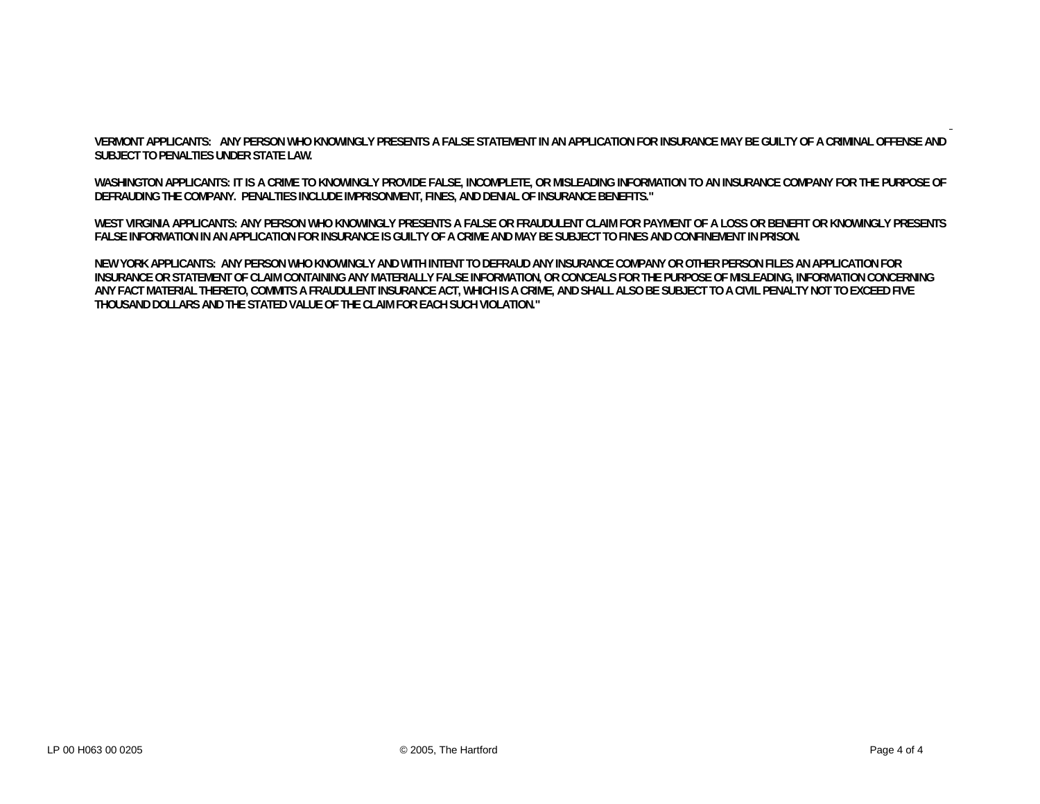**VERMONT APPLICANTS: ANY PERSON WHO KNOWINGLY PRESENTS A FALSE STATEMENT IN AN APPLICATION FOR INSURANCE MAY BE GUILTY OF A CRIMINAL OFFENSE AND SUBJECT TO PENALTIES UNDER STATE LAW.**

**WASHINGTON APPLICANTS: IT IS A CRIME TO KNOWINGLY PROVIDE FALSE, INCOMPLETE, OR MISLEADING INFORMATION TO AN INSURANCE COMPANY FOR THE PURPOSE OF DEFRAUDING THE COMPANY. PENALTIES INCLUDE IMPRISONMENT, FINES, AND DENIAL OF INSURANCE BENEFITS."**

**WEST VIRGINIA APPLICANTS: ANY PERSON WHO KNOWINGLY PRESENTS A FALSE OR FRAUDULENT CLAIM FOR PAYMENT OF A LOSS OR BENEFIT OR KNOWINGLY PRESENTS FALSE INFORMATION IN AN APPLICATION FOR INSURANCE IS GUILTY OF A CRIME AND MAY BE SUBJECT TO FINES AND CONFINEMENT IN PRISON.**

**NEW YORK APPLICANTS: ANY PERSON WHO KNOWINGLY AND WITH INTENT TO DEFRAUD ANY INSURANCE COMPANY OR OTHER PERSON FILES AN APPLICATION FOR INSURANCE OR STATEMENT OF CLAIM CONTAINING ANY MATERIALLY FALSE INFORMATION, OR CONCEALS FOR THE PURPOSE OF MISLEADING, INFORMATION CONCERNING ANY FACT MATERIAL THERETO, COMMITS A FRAUDULENT INSURANCE ACT, WHICH IS A CRIME, AND SHALL ALSO BE SUBJECT TO A CIVIL PENALTY NOT TO EXCEED FIVE THOUSAND DOLLARS AND THE STATED VALUE OF THE CLAIM FOR EACH SUCH VIOLATION."**

LP 00 H063 00 0205 © 2005, The Hartford